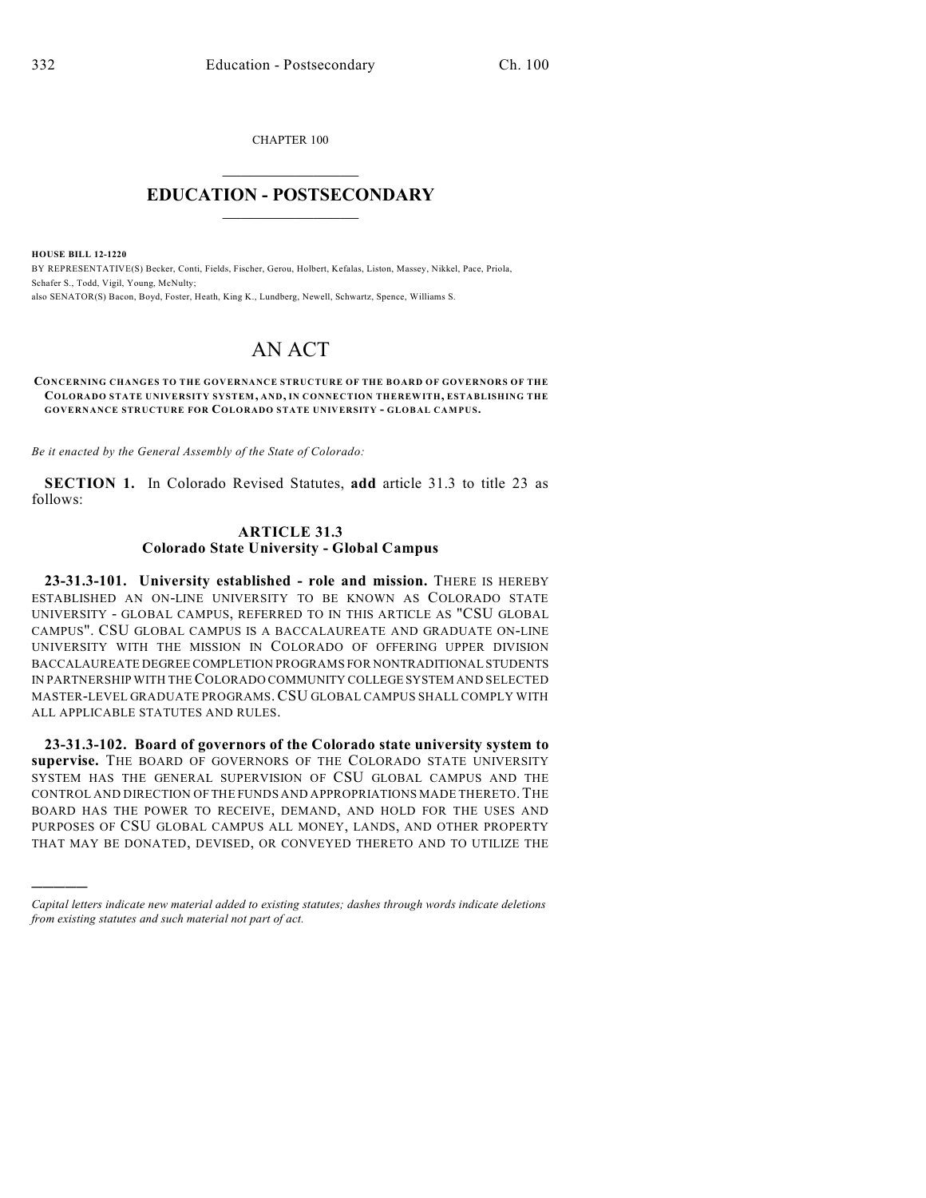CHAPTER 100

# EDUCATION - POSTSECONDARY

**HOUSE BILL 12-1220**

BY REPRESENTATIVE(S) Becker, Conti, Fields, Fischer, Gerou, Holbert, Kefalas, Liston, Massey, Nikkel, Pace, Priola, Schafer S., Todd, Vigil, Young, McNulty;
also SENATOR(S) Bacon, Boyd, Foster, Heath, King K., Lundberg, Newell, Schwartz, Spence, Williams S.

# AN ACT

**CONCERNING CHANGES TO THE GOVERNANCE STRUCTURE OF THE BOARD OF GOVERNORS OF THE COLORADO STATE UNIVERSITY SYSTEM, AND, IN CONNECTION THEREWITH, ESTABLISHING THE GOVERNANCE STRUCTURE FOR COLORADO STATE UNIVERSITY - GLOBAL CAMPUS.**

*Be it enacted by the General Assembly of the State of Colorado:*

**SECTION 1.** In Colorado Revised Statutes, **add** article 31.3 to title 23 as follows:

## ARTICLE 31.3
## Colorado State University - Global Campus

**23-31.3-101. University established - role and mission.** THERE IS HEREBY ESTABLISHED AN ON-LINE UNIVERSITY TO BE KNOWN AS COLORADO STATE UNIVERSITY - GLOBAL CAMPUS, REFERRED TO IN THIS ARTICLE AS "CSU GLOBAL CAMPUS". CSU GLOBAL CAMPUS IS A BACCALAUREATE AND GRADUATE ON-LINE UNIVERSITY WITH THE MISSION IN COLORADO OF OFFERING UPPER DIVISION BACCALAUREATE DEGREE COMPLETION PROGRAMS FOR NONTRADITIONAL STUDENTS IN PARTNERSHIP WITH THE COLORADO COMMUNITY COLLEGE SYSTEM AND SELECTED MASTER-LEVEL GRADUATE PROGRAMS. CSU GLOBAL CAMPUS SHALL COMPLY WITH ALL APPLICABLE STATUTES AND RULES.

**23-31.3-102. Board of governors of the Colorado state university system to supervise.** THE BOARD OF GOVERNORS OF THE COLORADO STATE UNIVERSITY SYSTEM HAS THE GENERAL SUPERVISION OF CSU GLOBAL CAMPUS AND THE CONTROL AND DIRECTION OF THE FUNDS AND APPROPRIATIONS MADE THERETO. THE BOARD HAS THE POWER TO RECEIVE, DEMAND, AND HOLD FOR THE USES AND PURPOSES OF CSU GLOBAL CAMPUS ALL MONEY, LANDS, AND OTHER PROPERTY THAT MAY BE DONATED, DEVISED, OR CONVEYED THERETO AND TO UTILIZE THE

*Capital letters indicate new material added to existing statutes; dashes through words indicate deletions from existing statutes and such material not part of act.*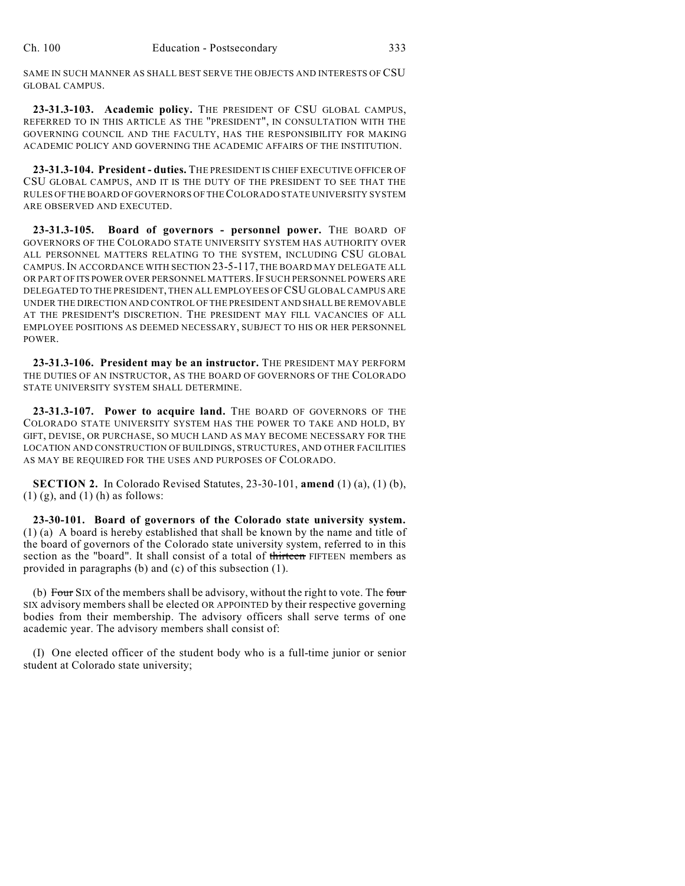SAME IN SUCH MANNER AS SHALL BEST SERVE THE OBJECTS AND INTERESTS OF CSU GLOBAL CAMPUS.

**23-31.3-103. Academic policy.** THE PRESIDENT OF CSU GLOBAL CAMPUS, REFERRED TO IN THIS ARTICLE AS THE "PRESIDENT", IN CONSULTATION WITH THE GOVERNING COUNCIL AND THE FACULTY, HAS THE RESPONSIBILITY FOR MAKING ACADEMIC POLICY AND GOVERNING THE ACADEMIC AFFAIRS OF THE INSTITUTION.

**23-31.3-104. President - duties.** THE PRESIDENT IS CHIEF EXECUTIVE OFFICER OF CSU GLOBAL CAMPUS, AND IT IS THE DUTY OF THE PRESIDENT TO SEE THAT THE RULES OF THE BOARD OF GOVERNORS OF THE COLORADO STATE UNIVERSITY SYSTEM ARE OBSERVED AND EXECUTED.

**23-31.3-105. Board of governors - personnel power.** THE BOARD OF GOVERNORS OF THE COLORADO STATE UNIVERSITY SYSTEM HAS AUTHORITY OVER ALL PERSONNEL MATTERS RELATING TO THE SYSTEM, INCLUDING CSU GLOBAL CAMPUS. IN ACCORDANCE WITH SECTION 23-5-117, THE BOARD MAY DELEGATE ALL OR PART OF ITS POWER OVER PERSONNEL MATTERS. IF SUCH PERSONNEL POWERS ARE DELEGATED TO THE PRESIDENT, THEN ALL EMPLOYEES OF CSU GLOBAL CAMPUS ARE UNDER THE DIRECTION AND CONTROL OF THE PRESIDENT AND SHALL BE REMOVABLE AT THE PRESIDENT'S DISCRETION. THE PRESIDENT MAY FILL VACANCIES OF ALL EMPLOYEE POSITIONS AS DEEMED NECESSARY, SUBJECT TO HIS OR HER PERSONNEL POWER.

**23-31.3-106. President may be an instructor.** THE PRESIDENT MAY PERFORM THE DUTIES OF AN INSTRUCTOR, AS THE BOARD OF GOVERNORS OF THE COLORADO STATE UNIVERSITY SYSTEM SHALL DETERMINE.

**23-31.3-107. Power to acquire land.** THE BOARD OF GOVERNORS OF THE COLORADO STATE UNIVERSITY SYSTEM HAS THE POWER TO TAKE AND HOLD, BY GIFT, DEVISE, OR PURCHASE, SO MUCH LAND AS MAY BECOME NECESSARY FOR THE LOCATION AND CONSTRUCTION OF BUILDINGS, STRUCTURES, AND OTHER FACILITIES AS MAY BE REQUIRED FOR THE USES AND PURPOSES OF COLORADO.

**SECTION 2.** In Colorado Revised Statutes, 23-30-101, **amend** (1) (a), (1) (b), (1) (g), and (1) (h) as follows:

**23-30-101. Board of governors of the Colorado state university system.** (1) (a) A board is hereby established that shall be known by the name and title of the board of governors of the Colorado state university system, referred to in this section as the "board". It shall consist of a total of ~~thirteen~~ FIFTEEN members as provided in paragraphs (b) and (c) of this subsection (1).

(b) ~~Four~~ SIX of the members shall be advisory, without the right to vote. The ~~four~~ SIX advisory members shall be elected OR APPOINTED by their respective governing bodies from their membership. The advisory officers shall serve terms of one academic year. The advisory members shall consist of:

(I) One elected officer of the student body who is a full-time junior or senior student at Colorado state university;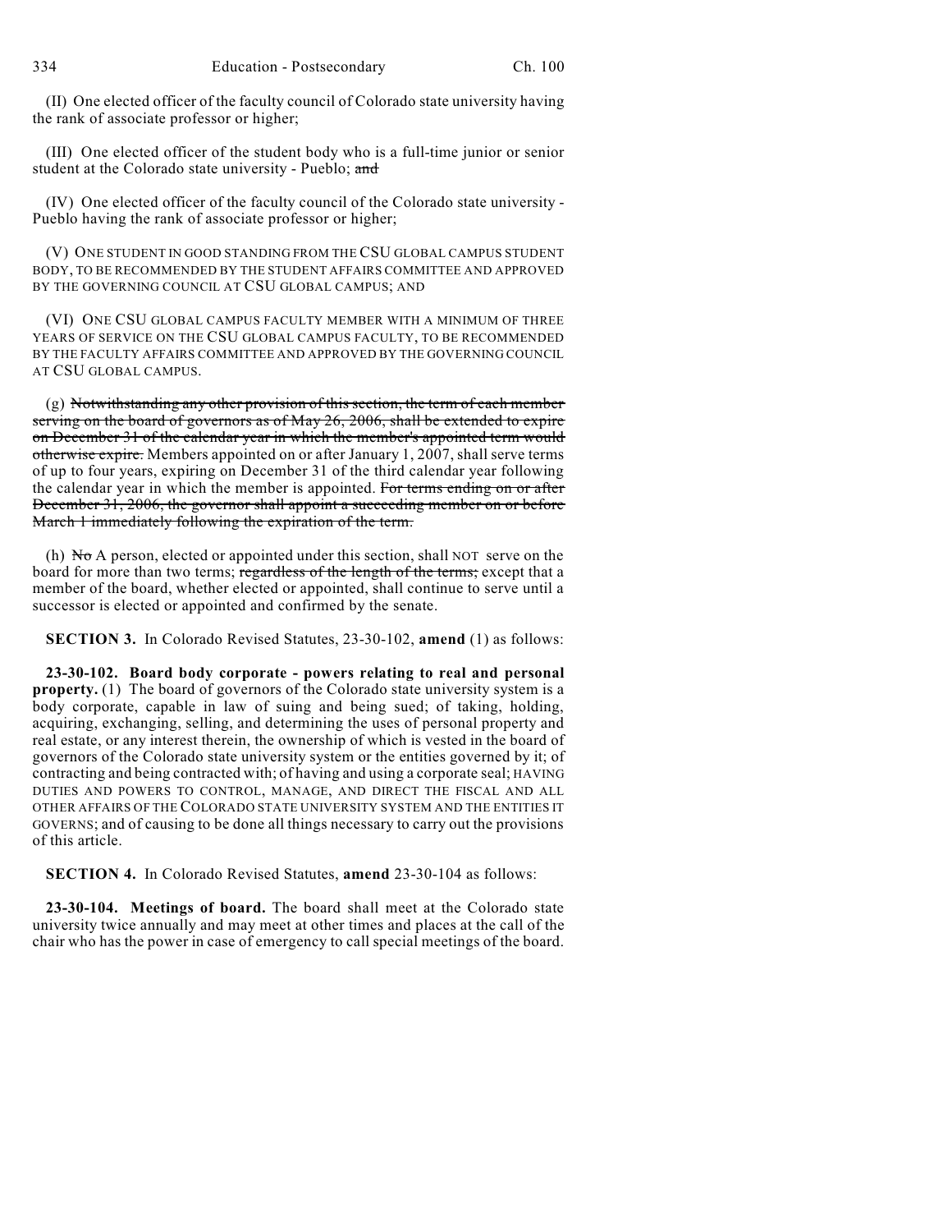(II) One elected officer of the faculty council of Colorado state university having the rank of associate professor or higher;

(III) One elected officer of the student body who is a full-time junior or senior student at the Colorado state university - Pueblo; ~~and~~

(IV) One elected officer of the faculty council of the Colorado state university - Pueblo having the rank of associate professor or higher;

(V) ONE STUDENT IN GOOD STANDING FROM THE CSU GLOBAL CAMPUS STUDENT BODY, TO BE RECOMMENDED BY THE STUDENT AFFAIRS COMMITTEE AND APPROVED BY THE GOVERNING COUNCIL AT CSU GLOBAL CAMPUS; AND

(VI) ONE CSU GLOBAL CAMPUS FACULTY MEMBER WITH A MINIMUM OF THREE YEARS OF SERVICE ON THE CSU GLOBAL CAMPUS FACULTY, TO BE RECOMMENDED BY THE FACULTY AFFAIRS COMMITTEE AND APPROVED BY THE GOVERNING COUNCIL AT CSU GLOBAL CAMPUS.

(g) ~~Notwithstanding any other provision of this section, the term of each member serving on the board of governors as of May 26, 2006, shall be extended to expire on December 31 of the calendar year in which the member's appointed term would otherwise expire.~~ Members appointed on or after January 1, 2007, shall serve terms of up to four years, expiring on December 31 of the third calendar year following the calendar year in which the member is appointed. ~~For terms ending on or after December 31, 2006, the governor shall appoint a succeeding member on or before March 1 immediately following the expiration of the term.~~

(h) ~~No~~ A person, elected or appointed under this section, shall NOT serve on the board for more than two terms; ~~regardless of the length of the terms;~~ except that a member of the board, whether elected or appointed, shall continue to serve until a successor is elected or appointed and confirmed by the senate.

**SECTION 3.** In Colorado Revised Statutes, 23-30-102, **amend** (1) as follows:

**23-30-102. Board body corporate - powers relating to real and personal property.** (1) The board of governors of the Colorado state university system is a body corporate, capable in law of suing and being sued; of taking, holding, acquiring, exchanging, selling, and determining the uses of personal property and real estate, or any interest therein, the ownership of which is vested in the board of governors of the Colorado state university system or the entities governed by it; of contracting and being contracted with; of having and using a corporate seal; HAVING DUTIES AND POWERS TO CONTROL, MANAGE, AND DIRECT THE FISCAL AND ALL OTHER AFFAIRS OF THE COLORADO STATE UNIVERSITY SYSTEM AND THE ENTITIES IT GOVERNS; and of causing to be done all things necessary to carry out the provisions of this article.

**SECTION 4.** In Colorado Revised Statutes, **amend** 23-30-104 as follows:

**23-30-104. Meetings of board.** The board shall meet at the Colorado state university twice annually and may meet at other times and places at the call of the chair who has the power in case of emergency to call special meetings of the board.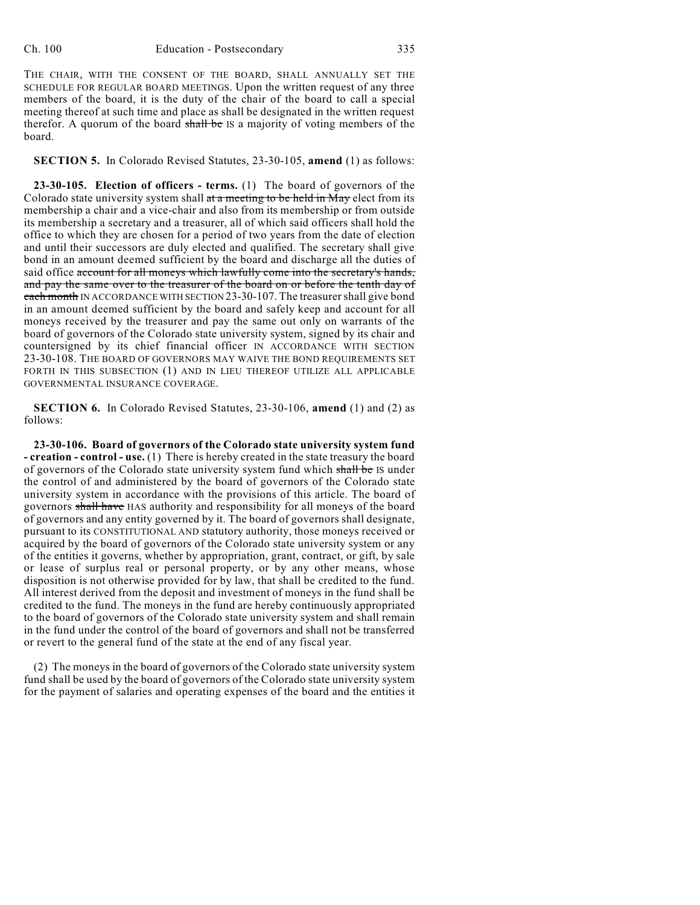THE CHAIR, WITH THE CONSENT OF THE BOARD, SHALL ANNUALLY SET THE SCHEDULE FOR REGULAR BOARD MEETINGS. Upon the written request of any three members of the board, it is the duty of the chair of the board to call a special meeting thereof at such time and place as shall be designated in the written request therefor. A quorum of the board ~~shall be~~ IS a majority of voting members of the board.

**SECTION 5.** In Colorado Revised Statutes, 23-30-105, **amend** (1) as follows:

**23-30-105. Election of officers - terms.** (1) The board of governors of the Colorado state university system shall ~~at a meeting to be held in May~~ elect from its membership a chair and a vice-chair and also from its membership or from outside its membership a secretary and a treasurer, all of which said officers shall hold the office to which they are chosen for a period of two years from the date of election and until their successors are duly elected and qualified. The secretary shall give bond in an amount deemed sufficient by the board and discharge all the duties of said office ~~account for all moneys which lawfully come into the secretary's hands, and pay the same over to the treasurer of the board on or before the tenth day of each month~~ IN ACCORDANCE WITH SECTION 23-30-107. The treasurer shall give bond in an amount deemed sufficient by the board and safely keep and account for all moneys received by the treasurer and pay the same out only on warrants of the board of governors of the Colorado state university system, signed by its chair and countersigned by its chief financial officer IN ACCORDANCE WITH SECTION 23-30-108. THE BOARD OF GOVERNORS MAY WAIVE THE BOND REQUIREMENTS SET FORTH IN THIS SUBSECTION (1) AND IN LIEU THEREOF UTILIZE ALL APPLICABLE GOVERNMENTAL INSURANCE COVERAGE.

**SECTION 6.** In Colorado Revised Statutes, 23-30-106, **amend** (1) and (2) as follows:

**23-30-106. Board of governors of the Colorado state university system fund - creation - control - use.** (1) There is hereby created in the state treasury the board of governors of the Colorado state university system fund which ~~shall be~~ IS under the control of and administered by the board of governors of the Colorado state university system in accordance with the provisions of this article. The board of governors ~~shall have~~ HAS authority and responsibility for all moneys of the board of governors and any entity governed by it. The board of governors shall designate, pursuant to its CONSTITUTIONAL AND statutory authority, those moneys received or acquired by the board of governors of the Colorado state university system or any of the entities it governs, whether by appropriation, grant, contract, or gift, by sale or lease of surplus real or personal property, or by any other means, whose disposition is not otherwise provided for by law, that shall be credited to the fund. All interest derived from the deposit and investment of moneys in the fund shall be credited to the fund. The moneys in the fund are hereby continuously appropriated to the board of governors of the Colorado state university system and shall remain in the fund under the control of the board of governors and shall not be transferred or revert to the general fund of the state at the end of any fiscal year.

(2) The moneys in the board of governors of the Colorado state university system fund shall be used by the board of governors of the Colorado state university system for the payment of salaries and operating expenses of the board and the entities it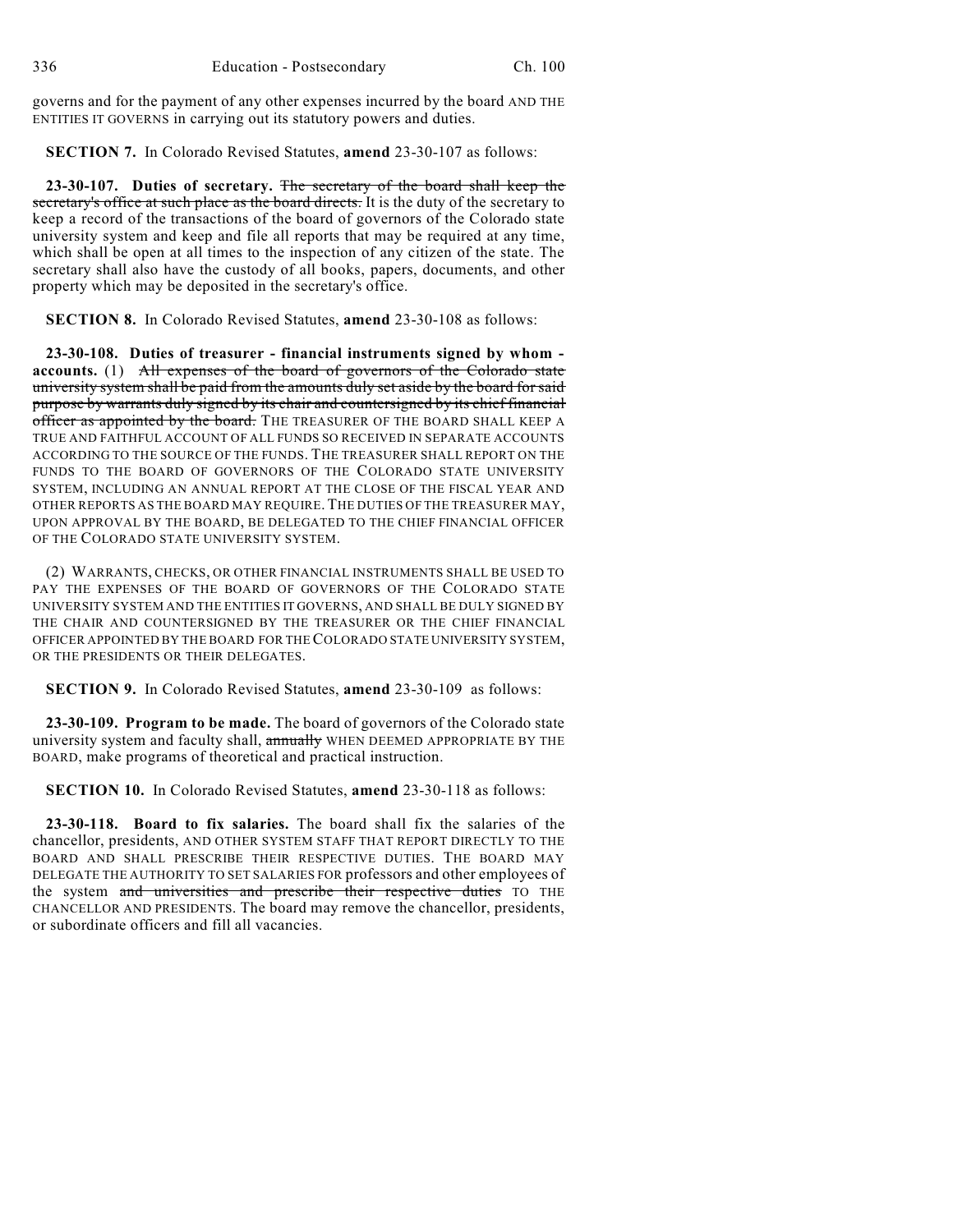governs and for the payment of any other expenses incurred by the board AND THE ENTITIES IT GOVERNS in carrying out its statutory powers and duties.

**SECTION 7.** In Colorado Revised Statutes, **amend** 23-30-107 as follows:

**23-30-107. Duties of secretary.** ~~The secretary of the board shall keep the secretary's office at such place as the board directs.~~ It is the duty of the secretary to keep a record of the transactions of the board of governors of the Colorado state university system and keep and file all reports that may be required at any time, which shall be open at all times to the inspection of any citizen of the state. The secretary shall also have the custody of all books, papers, documents, and other property which may be deposited in the secretary's office.

**SECTION 8.** In Colorado Revised Statutes, **amend** 23-30-108 as follows:

**23-30-108. Duties of treasurer - financial instruments signed by whom - accounts.** (1) ~~All expenses of the board of governors of the Colorado state university system shall be paid from the amounts duly set aside by the board for said purpose by warrants duly signed by its chair and countersigned by its chief financial officer as appointed by the board.~~ THE TREASURER OF THE BOARD SHALL KEEP A TRUE AND FAITHFUL ACCOUNT OF ALL FUNDS SO RECEIVED IN SEPARATE ACCOUNTS ACCORDING TO THE SOURCE OF THE FUNDS. THE TREASURER SHALL REPORT ON THE FUNDS TO THE BOARD OF GOVERNORS OF THE COLORADO STATE UNIVERSITY SYSTEM, INCLUDING AN ANNUAL REPORT AT THE CLOSE OF THE FISCAL YEAR AND OTHER REPORTS AS THE BOARD MAY REQUIRE. THE DUTIES OF THE TREASURER MAY, UPON APPROVAL BY THE BOARD, BE DELEGATED TO THE CHIEF FINANCIAL OFFICER OF THE COLORADO STATE UNIVERSITY SYSTEM.

(2) WARRANTS, CHECKS, OR OTHER FINANCIAL INSTRUMENTS SHALL BE USED TO PAY THE EXPENSES OF THE BOARD OF GOVERNORS OF THE COLORADO STATE UNIVERSITY SYSTEM AND THE ENTITIES IT GOVERNS, AND SHALL BE DULY SIGNED BY THE CHAIR AND COUNTERSIGNED BY THE TREASURER OR THE CHIEF FINANCIAL OFFICER APPOINTED BY THE BOARD FOR THE COLORADO STATE UNIVERSITY SYSTEM, OR THE PRESIDENTS OR THEIR DELEGATES.

**SECTION 9.** In Colorado Revised Statutes, **amend** 23-30-109 as follows:

**23-30-109. Program to be made.** The board of governors of the Colorado state university system and faculty shall, ~~annually~~ WHEN DEEMED APPROPRIATE BY THE BOARD, make programs of theoretical and practical instruction.

**SECTION 10.** In Colorado Revised Statutes, **amend** 23-30-118 as follows:

**23-30-118. Board to fix salaries.** The board shall fix the salaries of the chancellor, presidents, AND OTHER SYSTEM STAFF THAT REPORT DIRECTLY TO THE BOARD AND SHALL PRESCRIBE THEIR RESPECTIVE DUTIES. THE BOARD MAY DELEGATE THE AUTHORITY TO SET SALARIES FOR professors and other employees of the system ~~and universities and prescribe their respective duties~~ TO THE CHANCELLOR AND PRESIDENTS. The board may remove the chancellor, presidents, or subordinate officers and fill all vacancies.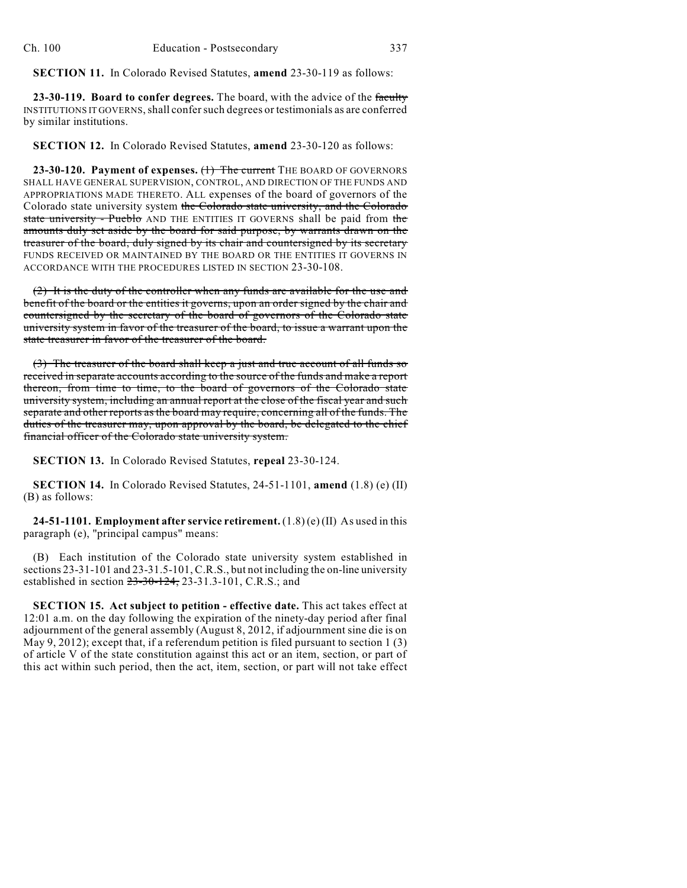**SECTION 11.** In Colorado Revised Statutes, **amend** 23-30-119 as follows:

**23-30-119. Board to confer degrees.** The board, with the advice of the ~~faculty~~ INSTITUTIONS IT GOVERNS, shall confer such degrees or testimonials as are conferred by similar institutions.

**SECTION 12.** In Colorado Revised Statutes, **amend** 23-30-120 as follows:

**23-30-120. Payment of expenses.** ~~(1) The current~~ THE BOARD OF GOVERNORS SHALL HAVE GENERAL SUPERVISION, CONTROL, AND DIRECTION OF THE FUNDS AND APPROPRIATIONS MADE THERETO. ALL expenses of the board of governors of the Colorado state university system ~~the Colorado state university, and the Colorado state university - Pueblo~~ AND THE ENTITIES IT GOVERNS shall be paid from ~~the amounts duly set aside by the board for said purpose, by warrants drawn on the treasurer of the board, duly signed by its chair and countersigned by its secretary~~ FUNDS RECEIVED OR MAINTAINED BY THE BOARD OR THE ENTITIES IT GOVERNS IN ACCORDANCE WITH THE PROCEDURES LISTED IN SECTION 23-30-108.

~~(2) It is the duty of the controller when any funds are available for the use and benefit of the board or the entities it governs, upon an order signed by the chair and countersigned by the secretary of the board of governors of the Colorado state university system in favor of the treasurer of the board, to issue a warrant upon the state treasurer in favor of the treasurer of the board.~~

~~(3) The treasurer of the board shall keep a just and true account of all funds so received in separate accounts according to the source of the funds and make a report thereon, from time to time, to the board of governors of the Colorado state university system, including an annual report at the close of the fiscal year and such separate and other reports as the board may require, concerning all of the funds. The duties of the treasurer may, upon approval by the board, be delegated to the chief financial officer of the Colorado state university system.~~

**SECTION 13.** In Colorado Revised Statutes, **repeal** 23-30-124.

**SECTION 14.** In Colorado Revised Statutes, 24-51-1101, **amend** (1.8) (e) (II) (B) as follows:

**24-51-1101. Employment after service retirement.** (1.8) (e) (II) As used in this paragraph (e), "principal campus" means:

(B) Each institution of the Colorado state university system established in sections 23-31-101 and 23-31.5-101, C.R.S., but not including the on-line university established in section ~~23-30-124,~~ 23-31.3-101, C.R.S.; and

**SECTION 15. Act subject to petition - effective date.** This act takes effect at 12:01 a.m. on the day following the expiration of the ninety-day period after final adjournment of the general assembly (August 8, 2012, if adjournment sine die is on May 9, 2012); except that, if a referendum petition is filed pursuant to section 1 (3) of article V of the state constitution against this act or an item, section, or part of this act within such period, then the act, item, section, or part will not take effect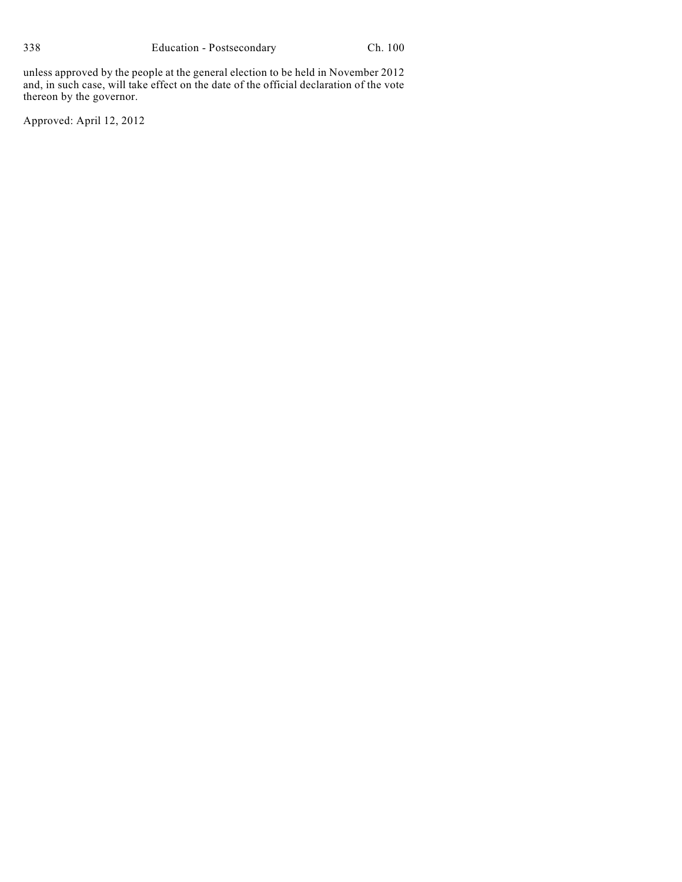unless approved by the people at the general election to be held in November 2012 and, in such case, will take effect on the date of the official declaration of the vote thereon by the governor.

Approved: April 12, 2012